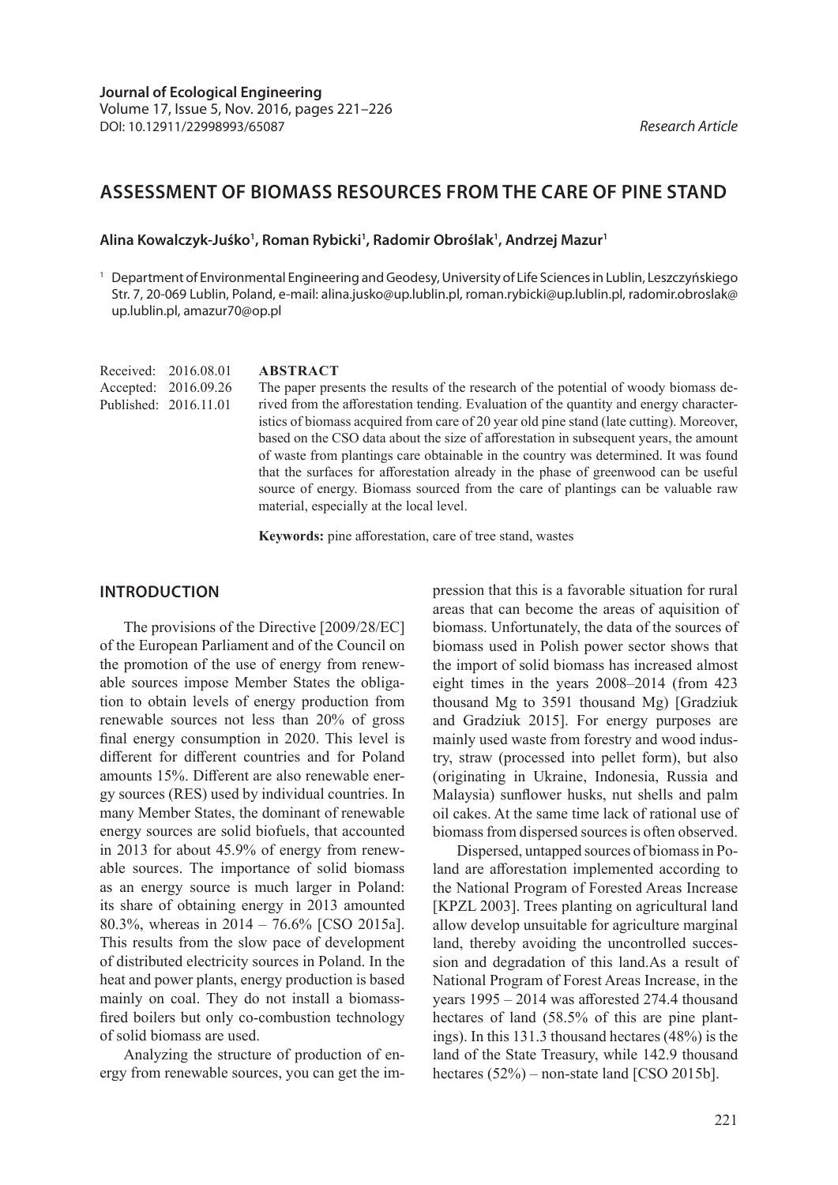**Journal of Ecological Engineering**
Volume 17, Issue 5, Nov. 2016, pages 221–226
DOI: 10.12911/22998993/65087

*Research Article*

# ASSESSMENT OF BIOMASS RESOURCES FROM THE CARE OF PINE STAND

**Alina Kowalczyk-Juśko[1], Roman Rybicki[1], Radomir Obroślak[1], Andrzej Mazur[1]**

[1] Department of Environmental Engineering and Geodesy, University of Life Sciences in Lublin, Leszczyńskiego Str. 7, 20-069 Lublin, Poland, e-mail: alina.jusko@up.lublin.pl, roman.rybicki@up.lublin.pl, radomir.obroslak@up.lublin.pl, amazur70@op.pl

Received: 2016.08.01
Accepted: 2016.09.26
Published: 2016.11.01

**ABSTRACT**

The paper presents the results of the research of the potential of woody biomass derived from the afforestation tending. Evaluation of the quantity and energy characteristics of biomass acquired from care of 20 year old pine stand (late cutting). Moreover, based on the CSO data about the size of afforestation in subsequent years, the amount of waste from plantings care obtainable in the country was determined. It was found that the surfaces for afforestation already in the phase of greenwood can be useful source of energy. Biomass sourced from the care of plantings can be valuable raw material, especially at the local level.

**Keywords:** pine afforestation, care of tree stand, wastes

## INTRODUCTION

The provisions of the Directive [2009/28/EC] of the European Parliament and of the Council on the promotion of the use of energy from renewable sources impose Member States the obligation to obtain levels of energy production from renewable sources not less than 20% of gross final energy consumption in 2020. This level is different for different countries and for Poland amounts 15%. Different are also renewable energy sources (RES) used by individual countries. In many Member States, the dominant of renewable energy sources are solid biofuels, that accounted in 2013 for about 45.9% of energy from renewable sources. The importance of solid biomass as an energy source is much larger in Poland: its share of obtaining energy in 2013 amounted 80.3%, whereas in 2014 – 76.6% [CSO 2015a]. This results from the slow pace of development of distributed electricity sources in Poland. In the heat and power plants, energy production is based mainly on coal. They do not install a biomass-fired boilers but only co-combustion technology of solid biomass are used.

Analyzing the structure of production of energy from renewable sources, you can get the impression that this is a favorable situation for rural areas that can become the areas of aquisition of biomass. Unfortunately, the data of the sources of biomass used in Polish power sector shows that the import of solid biomass has increased almost eight times in the years 2008–2014 (from 423 thousand Mg to 3591 thousand Mg) [Gradziuk and Gradziuk 2015]. For energy purposes are mainly used waste from forestry and wood industry, straw (processed into pellet form), but also (originating in Ukraine, Indonesia, Russia and Malaysia) sunflower husks, nut shells and palm oil cakes. At the same time lack of rational use of biomass from dispersed sources is often observed.

Dispersed, untapped sources of biomass in Poland are afforestation implemented according to the National Program of Forested Areas Increase [KPZL 2003]. Trees planting on agricultural land allow develop unsuitable for agriculture marginal land, thereby avoiding the uncontrolled succession and degradation of this land.As a result of National Program of Forest Areas Increase, in the years 1995 – 2014 was afforested 274.4 thousand hectares of land (58.5% of this are pine plantings). In this 131.3 thousand hectares (48%) is the land of the State Treasury, while 142.9 thousand hectares (52%) – non-state land [CSO 2015b].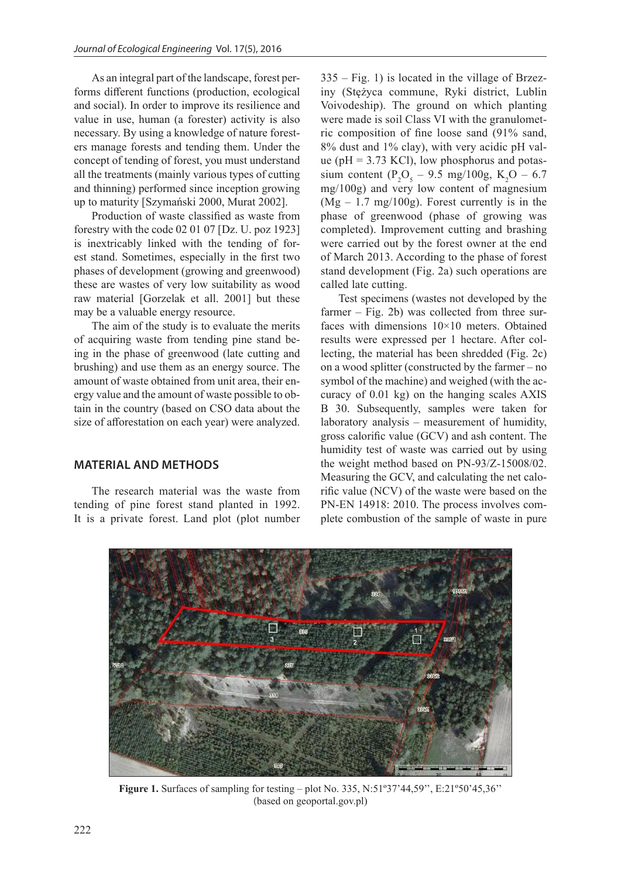As an integral part of the landscape, forest performs different functions (production, ecological and social). In order to improve its resilience and value in use, human (a forester) activity is also necessary. By using a knowledge of nature foresters manage forests and tending them. Under the concept of tending of forest, you must understand all the treatments (mainly various types of cutting and thinning) performed since inception growing up to maturity [Szymański 2000, Murat 2002].

Production of waste classified as waste from forestry with the code 02 01 07 [Dz. U. poz 1923] is inextricably linked with the tending of forest stand. Sometimes, especially in the first two phases of development (growing and greenwood) these are wastes of very low suitability as wood raw material [Gorzelak et all. 2001] but these may be a valuable energy resource.

The aim of the study is to evaluate the merits of acquiring waste from tending pine stand being in the phase of greenwood (late cutting and brushing) and use them as an energy source. The amount of waste obtained from unit area, their energy value and the amount of waste possible to obtain in the country (based on CSO data about the size of afforestation on each year) were analyzed.

## MATERIAL AND METHODS

The research material was the waste from tending of pine forest stand planted in 1992. It is a private forest. Land plot (plot number 335 – Fig. 1) is located in the village of Brzeziny (Stężyca commune, Ryki district, Lublin Voivodeship). The ground on which planting were made is soil Class VI with the granulometric composition of fine loose sand (91% sand, 8% dust and 1% clay), with very acidic pH value (pH = 3.73 KCl), low phosphorus and potassium content ($P_2O_5$ – 9.5 mg/100g, $K_2O$ – 6.7 mg/100g) and very low content of magnesium (Mg – 1.7 mg/100g). Forest currently is in the phase of greenwood (phase of growing was completed). Improvement cutting and brashing were carried out by the forest owner at the end of March 2013. According to the phase of forest stand development (Fig. 2a) such operations are called late cutting.

Test specimens (wastes not developed by the farmer – Fig. 2b) was collected from three surfaces with dimensions 10×10 meters. Obtained results were expressed per 1 hectare. After collecting, the material has been shredded (Fig. 2c) on a wood splitter (constructed by the farmer – no symbol of the machine) and weighed (with the accuracy of 0.01 kg) on the hanging scales AXIS B 30. Subsequently, samples were taken for laboratory analysis – measurement of humidity, gross calorific value (GCV) and ash content. The humidity test of waste was carried out by using the weight method based on PN-93/Z-15008/02. Measuring the GCV, and calculating the net calorific value (NCV) of the waste were based on the PN-EN 14918: 2010. The process involves complete combustion of the sample of waste in pure

**Figure 1.** Surfaces of sampling for testing – plot No. 335, N:51º37'44,59'', E:21º50'45,36'' (based on geoportal.gov.pl)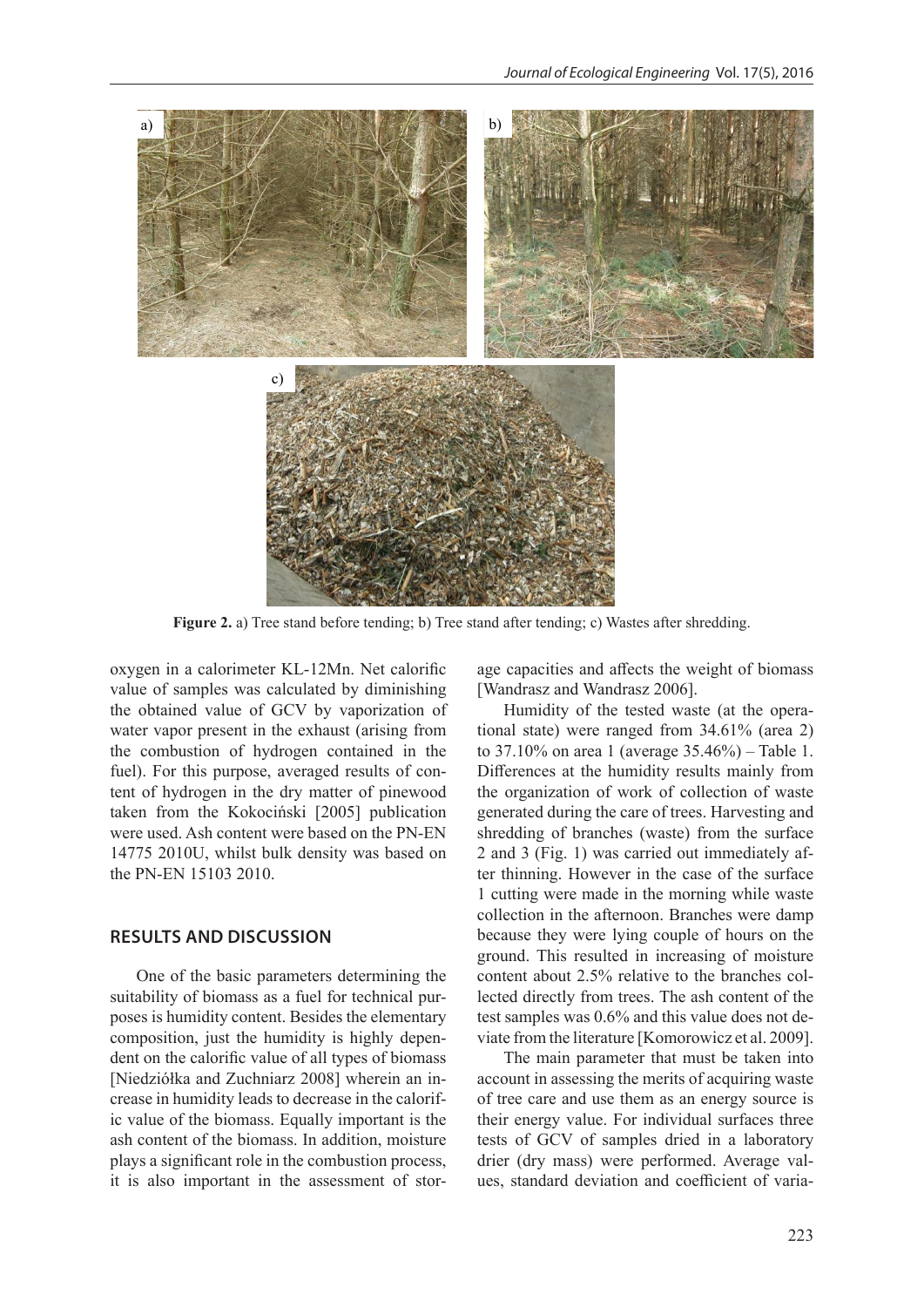**Figure 2.** a) Tree stand before tending; b) Tree stand after tending; c) Wastes after shredding.

oxygen in a calorimeter KL-12Mn. Net calorific value of samples was calculated by diminishing the obtained value of GCV by vaporization of water vapor present in the exhaust (arising from the combustion of hydrogen contained in the fuel). For this purpose, averaged results of content of hydrogen in the dry matter of pinewood taken from the Kokociński [2005] publication were used. Ash content were based on the PN-EN 14775 2010U, whilst bulk density was based on the PN-EN 15103 2010.

## RESULTS AND DISCUSSION

One of the basic parameters determining the suitability of biomass as a fuel for technical purposes is humidity content. Besides the elementary composition, just the humidity is highly dependent on the calorific value of all types of biomass [Niedziółka and Zuchniarz 2008] wherein an increase in humidity leads to decrease in the calorific value of the biomass. Equally important is the ash content of the biomass. In addition, moisture plays a significant role in the combustion process, it is also important in the assessment of storage capacities and affects the weight of biomass [Wandrasz and Wandrasz 2006].

Humidity of the tested waste (at the operational state) were ranged from 34.61% (area 2) to 37.10% on area 1 (average 35.46%) – Table 1. Differences at the humidity results mainly from the organization of work of collection of waste generated during the care of trees. Harvesting and shredding of branches (waste) from the surface 2 and 3 (Fig. 1) was carried out immediately after thinning. However in the case of the surface 1 cutting were made in the morning while waste collection in the afternoon. Branches were damp because they were lying couple of hours on the ground. This resulted in increasing of moisture content about 2.5% relative to the branches collected directly from trees. The ash content of the test samples was 0.6% and this value does not deviate from the literature [Komorowicz et al. 2009].

The main parameter that must be taken into account in assessing the merits of acquiring waste of tree care and use them as an energy source is their energy value. For individual surfaces three tests of GCV of samples dried in a laboratory drier (dry mass) were performed. Average values, standard deviation and coefficient of varia-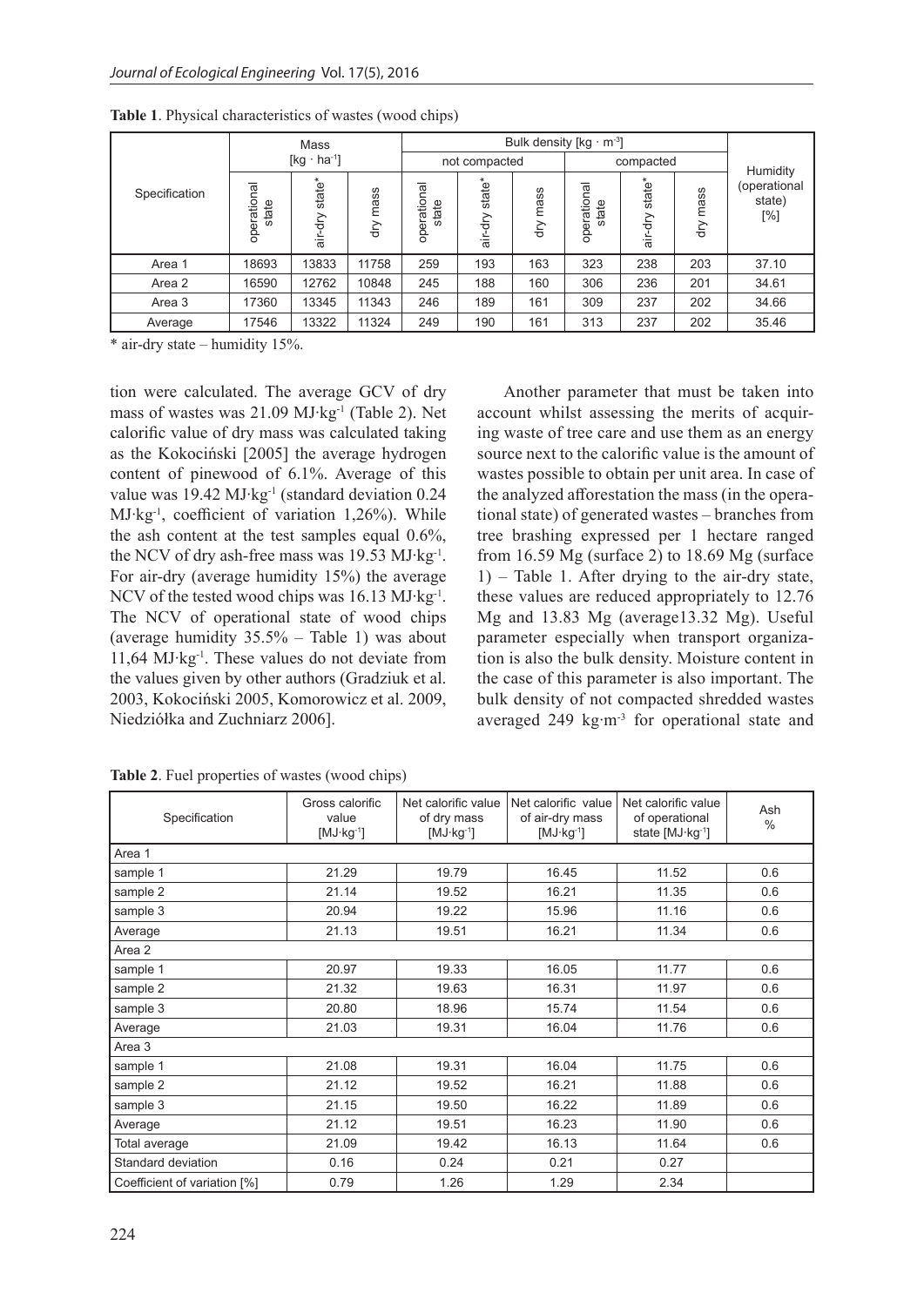**Table 1**. Physical characteristics of wastes (wood chips)

| Specification | Mass [kg · ha$^{-1}$] | | | Bulk density [kg · m$^{-3}$] | | | | | | Humidity (operational state) [%] |
|---|---|---|---|---|---|---|---|---|---|---|
| | | | | not compacted | | | compacted | | | |
| | operational state | air-dry state* | dry mass | operational state | air-dry state* | dry mass | operational state | air-dry state* | dry mass | |
| Area 1 | 18693 | 13833 | 11758 | 259 | 193 | 163 | 323 | 238 | 203 | 37.10 |
| Area 2 | 16590 | 12762 | 10848 | 245 | 188 | 160 | 306 | 236 | 201 | 34.61 |
| Area 3 | 17360 | 13345 | 11343 | 246 | 189 | 161 | 309 | 237 | 202 | 34.66 |
| Average | 17546 | 13322 | 11324 | 249 | 190 | 161 | 313 | 237 | 202 | 35.46 |

* air-dry state – humidity 15%.

tion were calculated. The average GCV of dry mass of wastes was 21.09 MJ·kg$^{-1}$ (Table 2). Net calorific value of dry mass was calculated taking as the Kokociński [2005] the average hydrogen content of pinewood of 6.1%. Average of this value was 19.42 MJ·kg$^{-1}$ (standard deviation 0.24 MJ·kg$^{-1}$, coefficient of variation 1,26%). While the ash content at the test samples equal 0.6%, the NCV of dry ash-free mass was 19.53 MJ·kg$^{-1}$. For air-dry (average humidity 15%) the average NCV of the tested wood chips was 16.13 MJ·kg$^{-1}$. The NCV of operational state of wood chips (average humidity 35.5% – Table 1) was about 11,64 MJ·kg$^{-1}$. These values do not deviate from the values given by other authors (Gradziuk et al. 2003, Kokociński 2005, Komorowicz et al. 2009, Niedziółka and Zuchniarz 2006].

Another parameter that must be taken into account whilst assessing the merits of acquiring waste of tree care and use them as an energy source next to the calorific value is the amount of wastes possible to obtain per unit area. In case of the analyzed afforestation the mass (in the operational state) of generated wastes – branches from tree brashing expressed per 1 hectare ranged from 16.59 Mg (surface 2) to 18.69 Mg (surface 1) – Table 1. After drying to the air-dry state, these values are reduced appropriately to 12.76 Mg and 13.83 Mg (average13.32 Mg). Useful parameter especially when transport organization is also the bulk density. Moisture content in the case of this parameter is also important. The bulk density of not compacted shredded wastes averaged 249 kg·m$^{-3}$ for operational state and

**Table 2**. Fuel properties of wastes (wood chips)

| Specification | Gross calorific value [MJ·kg$^{-1}$] | Net calorific value of dry mass [MJ·kg$^{-1}$] | Net calorific value of air-dry mass [MJ·kg$^{-1}$] | Net calorific value of operational state [MJ·kg$^{-1}$] | Ash % |
|---|---|---|---|---|---|
| Area 1 | | | | | |
| sample 1 | 21.29 | 19.79 | 16.45 | 11.52 | 0.6 |
| sample 2 | 21.14 | 19.52 | 16.21 | 11.35 | 0.6 |
| sample 3 | 20.94 | 19.22 | 15.96 | 11.16 | 0.6 |
| Average | 21.13 | 19.51 | 16.21 | 11.34 | 0.6 |
| Area 2 | | | | | |
| sample 1 | 20.97 | 19.33 | 16.05 | 11.77 | 0.6 |
| sample 2 | 21.32 | 19.63 | 16.31 | 11.97 | 0.6 |
| sample 3 | 20.80 | 18.96 | 15.74 | 11.54 | 0.6 |
| Average | 21.03 | 19.31 | 16.04 | 11.76 | 0.6 |
| Area 3 | | | | | |
| sample 1 | 21.08 | 19.31 | 16.04 | 11.75 | 0.6 |
| sample 2 | 21.12 | 19.52 | 16.21 | 11.88 | 0.6 |
| sample 3 | 21.15 | 19.50 | 16.22 | 11.89 | 0.6 |
| Average | 21.12 | 19.51 | 16.23 | 11.90 | 0.6 |
| Total average | 21.09 | 19.42 | 16.13 | 11.64 | 0.6 |
| Standard deviation | 0.16 | 0.24 | 0.21 | 0.27 | |
| Coefficient of variation [%] | 0.79 | 1.26 | 1.29 | 2.34 | |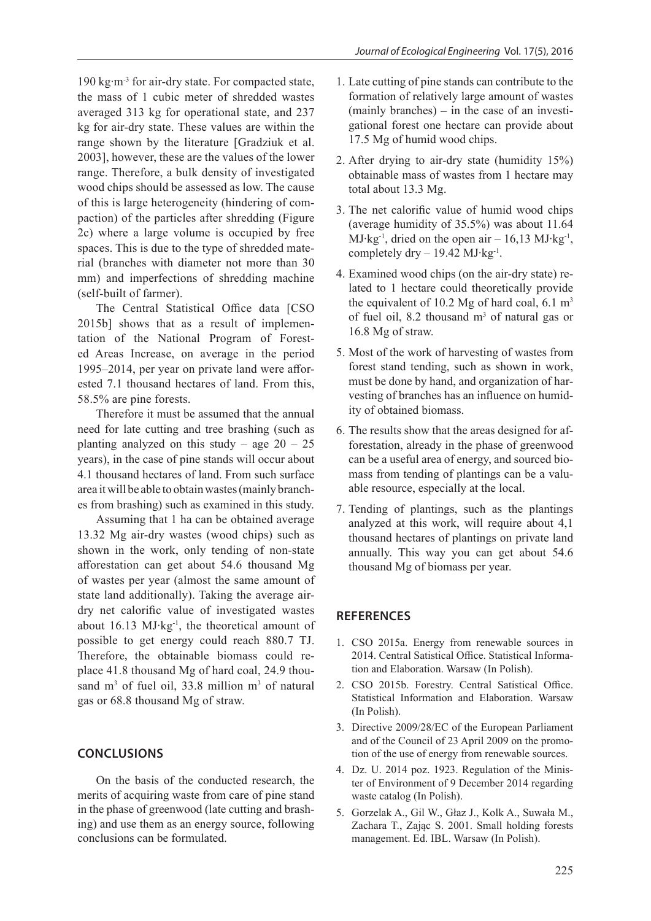190 kg·m$^{-3}$ for air-dry state. For compacted state, the mass of 1 cubic meter of shredded wastes averaged 313 kg for operational state, and 237 kg for air-dry state. These values are within the range shown by the literature [Gradziuk et al. 2003], however, these are the values of the lower range. Therefore, a bulk density of investigated wood chips should be assessed as low. The cause of this is large heterogeneity (hindering of compaction) of the particles after shredding (Figure 2c) where a large volume is occupied by free spaces. This is due to the type of shredded material (branches with diameter not more than 30 mm) and imperfections of shredding machine (self-built of farmer).

The Central Statistical Office data [CSO 2015b] shows that as a result of implementation of the National Program of Forested Areas Increase, on average in the period 1995–2014, per year on private land were afforested 7.1 thousand hectares of land. From this, 58.5% are pine forests.

Therefore it must be assumed that the annual need for late cutting and tree brashing (such as planting analyzed on this study – age 20 – 25 years), in the case of pine stands will occur about 4.1 thousand hectares of land. From such surface area it will be able to obtain wastes (mainly branches from brashing) such as examined in this study.

Assuming that 1 ha can be obtained average 13.32 Mg air-dry wastes (wood chips) such as shown in the work, only tending of non-state afforestation can get about 54.6 thousand Mg of wastes per year (almost the same amount of state land additionally). Taking the average air-dry net calorific value of investigated wastes about 16.13 MJ·kg$^{-1}$, the theoretical amount of possible to get energy could reach 880.7 TJ. Therefore, the obtainable biomass could replace 41.8 thousand Mg of hard coal, 24.9 thousand m$^3$ of fuel oil, 33.8 million m$^3$ of natural gas or 68.8 thousand Mg of straw.

## CONCLUSIONS

On the basis of the conducted research, the merits of acquiring waste from care of pine stand in the phase of greenwood (late cutting and brashing) and use them as an energy source, following conclusions can be formulated.

1. Late cutting of pine stands can contribute to the formation of relatively large amount of wastes (mainly branches) – in the case of an investigational forest one hectare can provide about 17.5 Mg of humid wood chips.
2. After drying to air-dry state (humidity 15%) obtainable mass of wastes from 1 hectare may total about 13.3 Mg.
3. The net calorific value of humid wood chips (average humidity of 35.5%) was about 11.64 MJ·kg$^{-1}$, dried on the open air – 16,13 MJ·kg$^{-1}$, completely dry – 19.42 MJ·kg$^{-1}$.
4. Examined wood chips (on the air-dry state) related to 1 hectare could theoretically provide the equivalent of 10.2 Mg of hard coal, 6.1 m$^3$ of fuel oil, 8.2 thousand m$^3$ of natural gas or 16.8 Mg of straw.
5. Most of the work of harvesting of wastes from forest stand tending, such as shown in work, must be done by hand, and organization of harvesting of branches has an influence on humidity of obtained biomass.
6. The results show that the areas designed for afforestation, already in the phase of greenwood can be a useful area of energy, and sourced biomass from tending of plantings can be a valuable resource, especially at the local.
7. Tending of plantings, such as the plantings analyzed at this work, will require about 4,1 thousand hectares of plantings on private land annually. This way you can get about 54.6 thousand Mg of biomass per year.

## REFERENCES

1. CSO 2015a. Energy from renewable sources in 2014. Central Satistical Office. Statistical Information and Elaboration. Warsaw (In Polish).
2. CSO 2015b. Forestry. Central Satistical Office. Statistical Information and Elaboration. Warsaw (In Polish).
3. Directive 2009/28/EC of the European Parliament and of the Council of 23 April 2009 on the promotion of the use of energy from renewable sources.
4. Dz. U. 2014 poz. 1923. Regulation of the Minister of Environment of 9 December 2014 regarding waste catalog (In Polish).
5. Gorzelak A., Gil W., Głaz J., Kolk A., Suwała M., Zachara T., Zając S. 2001. Small holding forests management. Ed. IBL. Warsaw (In Polish).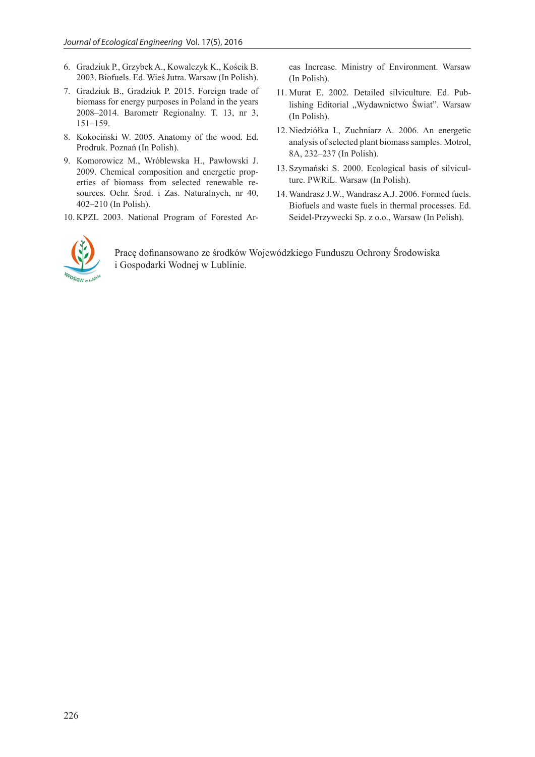6. Gradziuk P., Grzybek A., Kowalczyk K., Kościk B. 2003. Biofuels. Ed. Wieś Jutra. Warsaw (In Polish).
7. Gradziuk B., Gradziuk P. 2015. Foreign trade of biomass for energy purposes in Poland in the years 2008–2014. Barometr Regionalny. T. 13, nr 3, 151–159.
8. Kokociński W. 2005. Anatomy of the wood. Ed. Prodruk. Poznań (In Polish).
9. Komorowicz M., Wróblewska H., Pawłowski J. 2009. Chemical composition and energetic properties of biomass from selected renewable resources. Ochr. Środ. i Zas. Naturalnych, nr 40, 402–210 (In Polish).
10. KPZL 2003. National Program of Forested Areas Increase. Ministry of Environment. Warsaw (In Polish).
11. Murat E. 2002. Detailed silviculture. Ed. Publishing Editorial „Wydawnictwo Świat". Warsaw (In Polish).
12. Niedziółka I., Zuchniarz A. 2006. An energetic analysis of selected plant biomass samples. Motrol, 8A, 232–237 (In Polish).
13. Szymański S. 2000. Ecological basis of silviculture. PWRiL. Warsaw (In Polish).
14. Wandrasz J.W., Wandrasz A.J. 2006. Formed fuels. Biofuels and waste fuels in thermal processes. Ed. Seidel-Przywecki Sp. z o.o., Warsaw (In Polish).

Pracę dofinansowano ze środków Wojewódzkiego Funduszu Ochrony Środowiska i Gospodarki Wodnej w Lublinie.